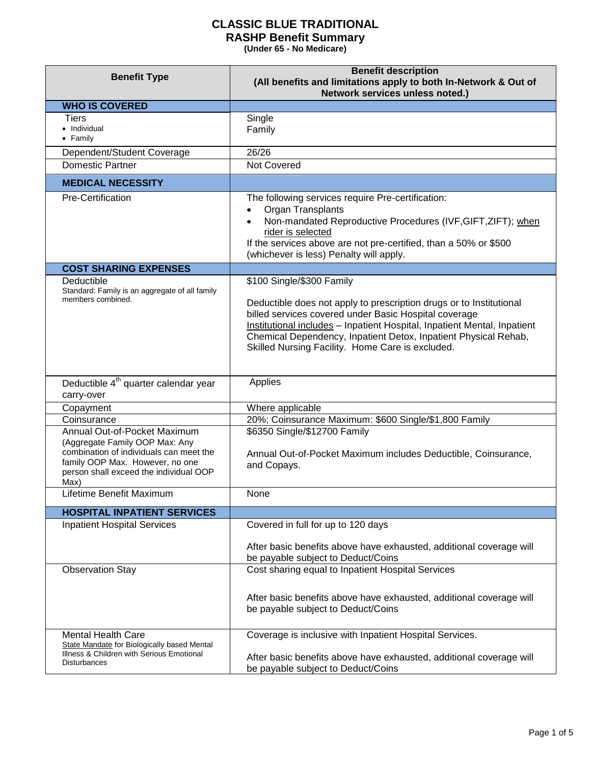# CLASSIC BLUE TRADITIONAL
## RASHP Benefit Summary
**(Under 65 - No Medicare)**

| Benefit Type | Benefit description (All benefits and limitations apply to both In-Network & Out of Network services unless noted.) |
|---|---|
| **WHO IS COVERED** | |
| Tiers<br>• Individual<br>• Family | Single<br>Family |
| Dependent/Student Coverage | 26/26 |
| Domestic Partner | Not Covered |
| **MEDICAL NECESSITY** | |
| Pre-Certification | The following services require Pre-certification:<br>• Organ Transplants<br>• Non-mandated Reproductive Procedures (IVF,GIFT,ZIFT); when rider is selected<br>If the services above are not pre-certified, than a 50% or $500 (whichever is less) Penalty will apply. |
| **COST SHARING EXPENSES** | |
| Deductible<br>Standard: Family is an aggregate of all family members combined. | $100 Single/$300 Family<br><br>Deductible does not apply to prescription drugs or to Institutional billed services covered under Basic Hospital coverage<br>Institutional includes – Inpatient Hospital, Inpatient Mental, Inpatient Chemical Dependency, Inpatient Detox, Inpatient Physical Rehab, Skilled Nursing Facility. Home Care is excluded. |
| Deductible 4th quarter calendar year carry-over | Applies |
| Copayment | Where applicable |
| Coinsurance | 20%; Coinsurance Maximum: $600 Single/$1,800 Family |
| Annual Out-of-Pocket Maximum<br>(Aggregate Family OOP Max: Any combination of individuals can meet the family OOP Max. However, no one person shall exceed the individual OOP Max) | $6350 Single/$12700 Family<br><br>Annual Out-of-Pocket Maximum includes Deductible, Coinsurance, and Copays. |
| Lifetime Benefit Maximum | None |
| **HOSPITAL INPATIENT SERVICES** | |
| Inpatient Hospital Services | Covered in full for up to 120 days<br><br>After basic benefits above have exhausted, additional coverage will be payable subject to Deduct/Coins |
| Observation Stay | Cost sharing equal to Inpatient Hospital Services<br><br>After basic benefits above have exhausted, additional coverage will be payable subject to Deduct/Coins |
| Mental Health Care<br>State Mandate for Biologically based Mental Illness & Children with Serious Emotional Disturbances | Coverage is inclusive with Inpatient Hospital Services.<br><br>After basic benefits above have exhausted, additional coverage will be payable subject to Deduct/Coins |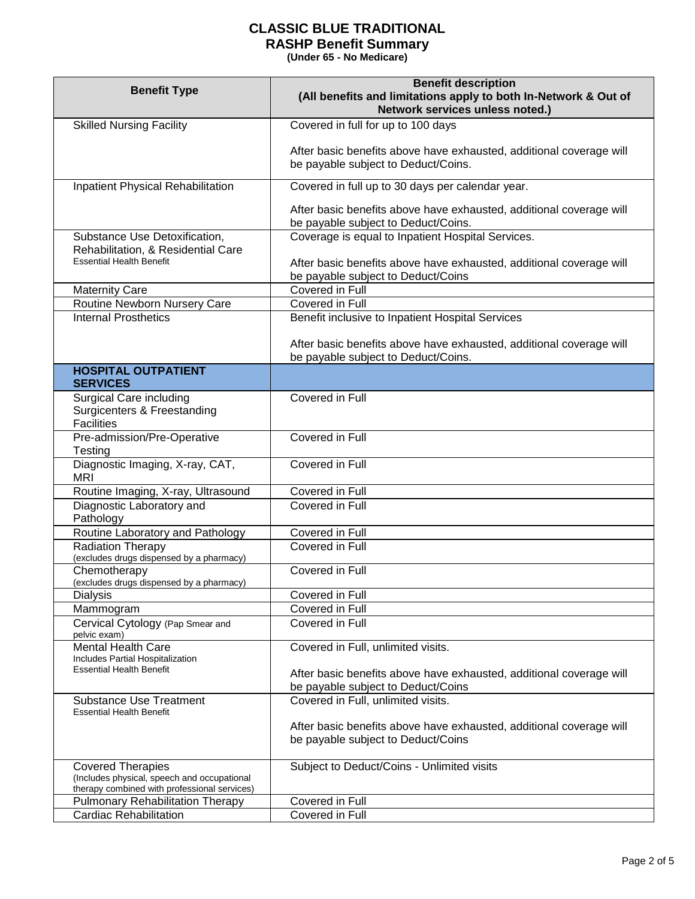# CLASSIC BLUE TRADITIONAL
## RASHP Benefit Summary
**(Under 65 - No Medicare)**

| Benefit Type | Benefit description (All benefits and limitations apply to both In-Network & Out of Network services unless noted.) |
|---|---|
| Skilled Nursing Facility | Covered in full for up to 100 days<br><br>After basic benefits above have exhausted, additional coverage will be payable subject to Deduct/Coins. |
| Inpatient Physical Rehabilitation | Covered in full up to 30 days per calendar year.<br><br>After basic benefits above have exhausted, additional coverage will be payable subject to Deduct/Coins. |
| Substance Use Detoxification, Rehabilitation, & Residential Care<br>Essential Health Benefit | Coverage is equal to Inpatient Hospital Services.<br><br>After basic benefits above have exhausted, additional coverage will be payable subject to Deduct/Coins |
| Maternity Care | Covered in Full |
| Routine Newborn Nursery Care | Covered in Full |
| Internal Prosthetics | Benefit inclusive to Inpatient Hospital Services<br><br>After basic benefits above have exhausted, additional coverage will be payable subject to Deduct/Coins. |
| **HOSPITAL OUTPATIENT SERVICES** | |
| Surgical Care including Surgicenters & Freestanding Facilities | Covered in Full |
| Pre-admission/Pre-Operative Testing | Covered in Full |
| Diagnostic Imaging, X-ray, CAT, MRI | Covered in Full |
| Routine Imaging, X-ray, Ultrasound | Covered in Full |
| Diagnostic Laboratory and Pathology | Covered in Full |
| Routine Laboratory and Pathology | Covered in Full |
| Radiation Therapy<br>(excludes drugs dispensed by a pharmacy) | Covered in Full |
| Chemotherapy<br>(excludes drugs dispensed by a pharmacy) | Covered in Full |
| Dialysis | Covered in Full |
| Mammogram | Covered in Full |
| Cervical Cytology (Pap Smear and pelvic exam) | Covered in Full |
| Mental Health Care<br>Includes Partial Hospitalization<br>Essential Health Benefit | Covered in Full, unlimited visits.<br><br>After basic benefits above have exhausted, additional coverage will be payable subject to Deduct/Coins |
| Substance Use Treatment<br>Essential Health Benefit | Covered in Full, unlimited visits.<br><br>After basic benefits above have exhausted, additional coverage will be payable subject to Deduct/Coins |
| Covered Therapies<br>(Includes physical, speech and occupational therapy combined with professional services) | Subject to Deduct/Coins - Unlimited visits |
| Pulmonary Rehabilitation Therapy | Covered in Full |
| Cardiac Rehabilitation | Covered in Full |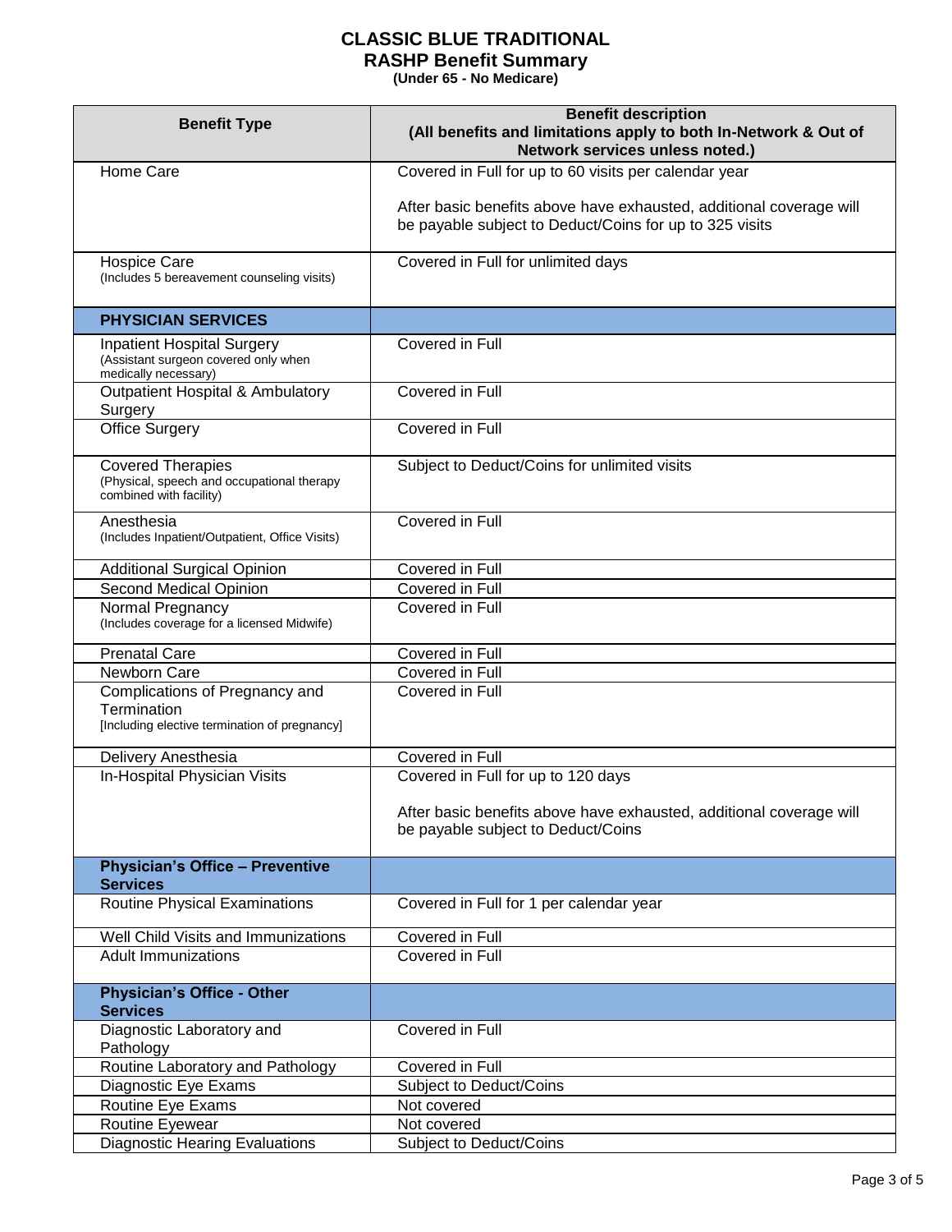# CLASSIC BLUE TRADITIONAL
## RASHP Benefit Summary
**(Under 65 - No Medicare)**

| Benefit Type | Benefit description (All benefits and limitations apply to both In-Network & Out of Network services unless noted.) |
|---|---|
| Home Care | Covered in Full for up to 60 visits per calendar year<br><br>After basic benefits above have exhausted, additional coverage will be payable subject to Deduct/Coins for up to 325 visits |
| Hospice Care (Includes 5 bereavement counseling visits) | Covered in Full for unlimited days |
| **PHYSICIAN SERVICES** | |
| Inpatient Hospital Surgery (Assistant surgeon covered only when medically necessary) | Covered in Full |
| Outpatient Hospital & Ambulatory Surgery | Covered in Full |
| Office Surgery | Covered in Full |
| Covered Therapies (Physical, speech and occupational therapy combined with facility) | Subject to Deduct/Coins for unlimited visits |
| Anesthesia (Includes Inpatient/Outpatient, Office Visits) | Covered in Full |
| Additional Surgical Opinion | Covered in Full |
| Second Medical Opinion | Covered in Full |
| Normal Pregnancy (Includes coverage for a licensed Midwife) | Covered in Full |
| Prenatal Care | Covered in Full |
| Newborn Care | Covered in Full |
| Complications of Pregnancy and Termination [Including elective termination of pregnancy] | Covered in Full |
| Delivery Anesthesia | Covered in Full |
| In-Hospital Physician Visits | Covered in Full for up to 120 days<br><br>After basic benefits above have exhausted, additional coverage will be payable subject to Deduct/Coins |
| **Physician's Office – Preventive Services** | |
| Routine Physical Examinations | Covered in Full for 1 per calendar year |
| Well Child Visits and Immunizations | Covered in Full |
| Adult Immunizations | Covered in Full |
| **Physician's Office - Other Services** | |
| Diagnostic Laboratory and Pathology | Covered in Full |
| Routine Laboratory and Pathology | Covered in Full |
| Diagnostic Eye Exams | Subject to Deduct/Coins |
| Routine Eye Exams | Not covered |
| Routine Eyewear | Not covered |
| Diagnostic Hearing Evaluations | Subject to Deduct/Coins |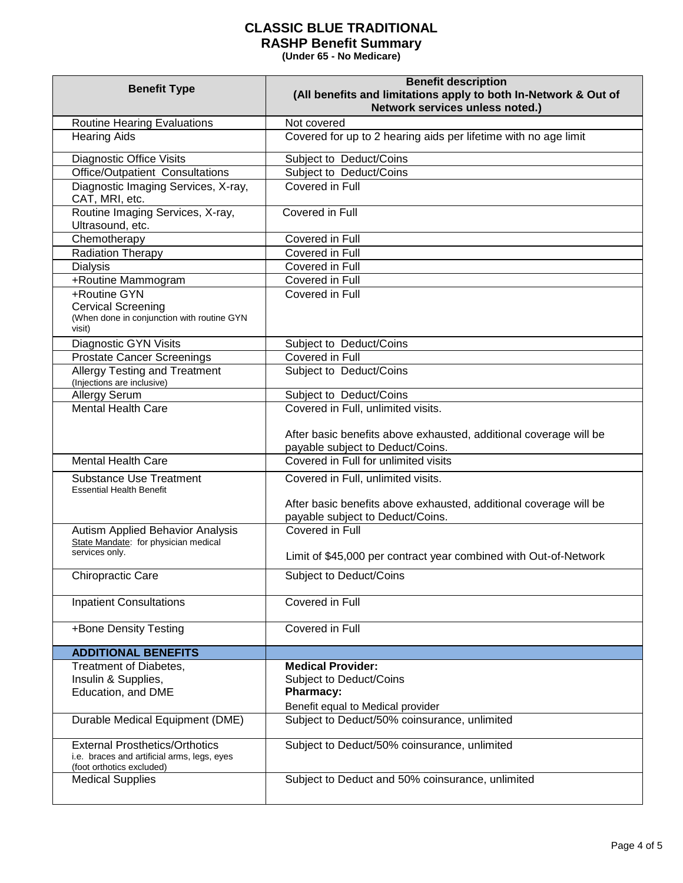# CLASSIC BLUE TRADITIONAL

## RASHP Benefit Summary

**(Under 65 - No Medicare)**

| Benefit Type | Benefit description (All benefits and limitations apply to both In-Network & Out of Network services unless noted.) |
|---|---|
| Routine Hearing Evaluations | Not covered |
| Hearing Aids | Covered for up to 2 hearing aids per lifetime with no age limit |
| Diagnostic Office Visits | Subject to Deduct/Coins |
| Office/Outpatient Consultations | Subject to Deduct/Coins |
| Diagnostic Imaging Services, X-ray, CAT, MRI, etc. | Covered in Full |
| Routine Imaging Services, X-ray, Ultrasound, etc. | Covered in Full |
| Chemotherapy | Covered in Full |
| Radiation Therapy | Covered in Full |
| Dialysis | Covered in Full |
| +Routine Mammogram | Covered in Full |
| +Routine GYN Cervical Screening (When done in conjunction with routine GYN visit) | Covered in Full |
| Diagnostic GYN Visits | Subject to Deduct/Coins |
| Prostate Cancer Screenings | Covered in Full |
| Allergy Testing and Treatment (Injections are inclusive) | Subject to Deduct/Coins |
| Allergy Serum | Subject to Deduct/Coins |
| Mental Health Care | Covered in Full, unlimited visits. After basic benefits above exhausted, additional coverage will be payable subject to Deduct/Coins. |
| Mental Health Care | Covered in Full for unlimited visits |
| Substance Use Treatment Essential Health Benefit | Covered in Full, unlimited visits. After basic benefits above exhausted, additional coverage will be payable subject to Deduct/Coins. |
| Autism Applied Behavior Analysis State Mandate: for physician medical services only. | Covered in Full. Limit of $45,000 per contract year combined with Out-of-Network |
| Chiropractic Care | Subject to Deduct/Coins |
| Inpatient Consultations | Covered in Full |
| +Bone Density Testing | Covered in Full |
| **ADDITIONAL BENEFITS** | |
| Treatment of Diabetes, Insulin & Supplies, Education, and DME | **Medical Provider:** Subject to Deduct/Coins **Pharmacy:** Benefit equal to Medical provider |
| Durable Medical Equipment (DME) | Subject to Deduct/50% coinsurance, unlimited |
| External Prosthetics/Orthotics i.e. braces and artificial arms, legs, eyes (foot orthotics excluded) | Subject to Deduct/50% coinsurance, unlimited |
| Medical Supplies | Subject to Deduct and 50% coinsurance, unlimited |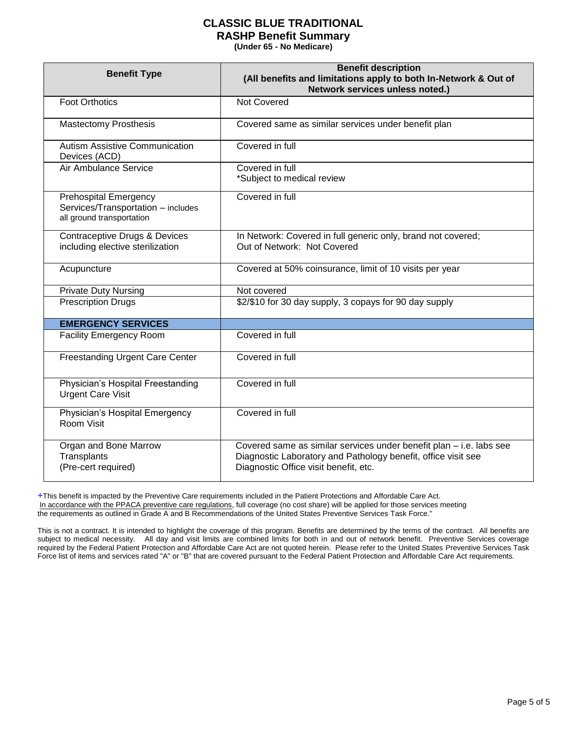# CLASSIC BLUE TRADITIONAL
## RASHP Benefit Summary
**(Under 65 - No Medicare)**

| Benefit Type | Benefit description (All benefits and limitations apply to both In-Network & Out of Network services unless noted.) |
|---|---|
| Foot Orthotics | Not Covered |
| Mastectomy Prosthesis | Covered same as similar services under benefit plan |
| Autism Assistive Communication Devices (ACD) | Covered in full |
| Air Ambulance Service | Covered in full<br>*Subject to medical review |
| Prehospital Emergency Services/Transportation – includes all ground transportation | Covered in full |
| Contraceptive Drugs & Devices including elective sterilization | In Network: Covered in full generic only, brand not covered;<br>Out of Network: Not Covered |
| Acupuncture | Covered at 50% coinsurance, limit of 10 visits per year |
| Private Duty Nursing | Not covered |
| Prescription Drugs | $2/$10 for 30 day supply, 3 copays for 90 day supply |
| **EMERGENCY SERVICES** | |
| Facility Emergency Room | Covered in full |
| Freestanding Urgent Care Center | Covered in full |
| Physician's Hospital Freestanding Urgent Care Visit | Covered in full |
| Physician's Hospital Emergency Room Visit | Covered in full |
| Organ and Bone Marrow Transplants (Pre-cert required) | Covered same as similar services under benefit plan – i.e. labs see Diagnostic Laboratory and Pathology benefit, office visit see Diagnostic Office visit benefit, etc. |

+This benefit is impacted by the Preventive Care requirements included in the Patient Protections and Affordable Care Act. In accordance with the PPACA preventive care regulations, full coverage (no cost share) will be applied for those services meeting the requirements as outlined in Grade A and B Recommendations of the United States Preventive Services Task Force."

This is not a contract. It is intended to highlight the coverage of this program. Benefits are determined by the terms of the contract. All benefits are subject to medical necessity. All day and visit limits are combined limits for both in and out of network benefit. Preventive Services coverage required by the Federal Patient Protection and Affordable Care Act are not quoted herein. Please refer to the United States Preventive Services Task Force list of items and services rated "A" or "B" that are covered pursuant to the Federal Patient Protection and Affordable Care Act requirements.